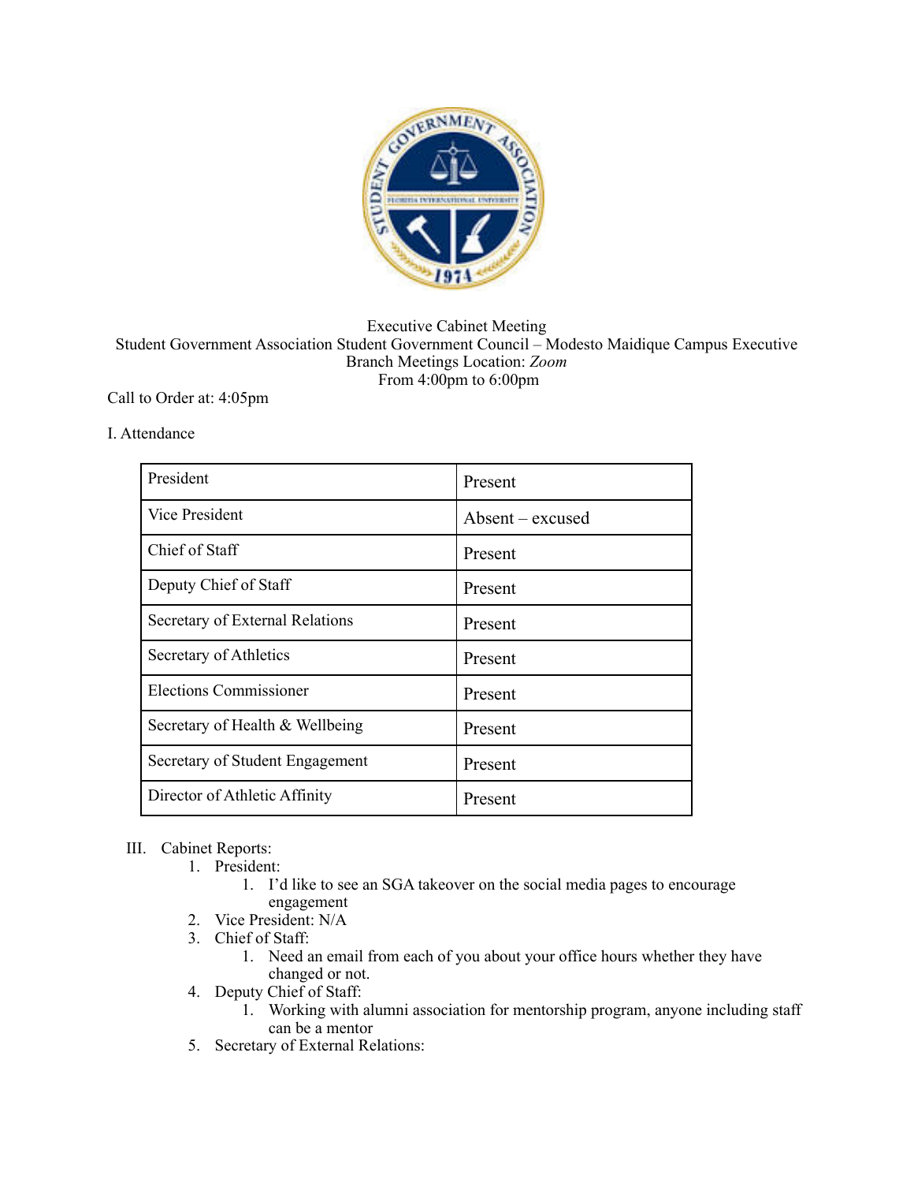Executive Cabinet Meeting
Student Government Association Student Government Council – Modesto Maidique Campus Executive Branch Meetings Location: *Zoom*
From 4:00pm to 6:00pm

Call to Order at: 4:05pm

I. Attendance

| | |
|---|---|
| President | Present |
| Vice President | Absent – excused |
| Chief of Staff | Present |
| Deputy Chief of Staff | Present |
| Secretary of External Relations | Present |
| Secretary of Athletics | Present |
| Elections Commissioner | Present |
| Secretary of Health & Wellbeing | Present |
| Secretary of Student Engagement | Present |
| Director of Athletic Affinity | Present |

III. Cabinet Reports:

1. President:
   1. I'd like to see an SGA takeover on the social media pages to encourage engagement
2. Vice President: N/A
3. Chief of Staff:
   1. Need an email from each of you about your office hours whether they have changed or not.
4. Deputy Chief of Staff:
   1. Working with alumni association for mentorship program, anyone including staff can be a mentor
5. Secretary of External Relations: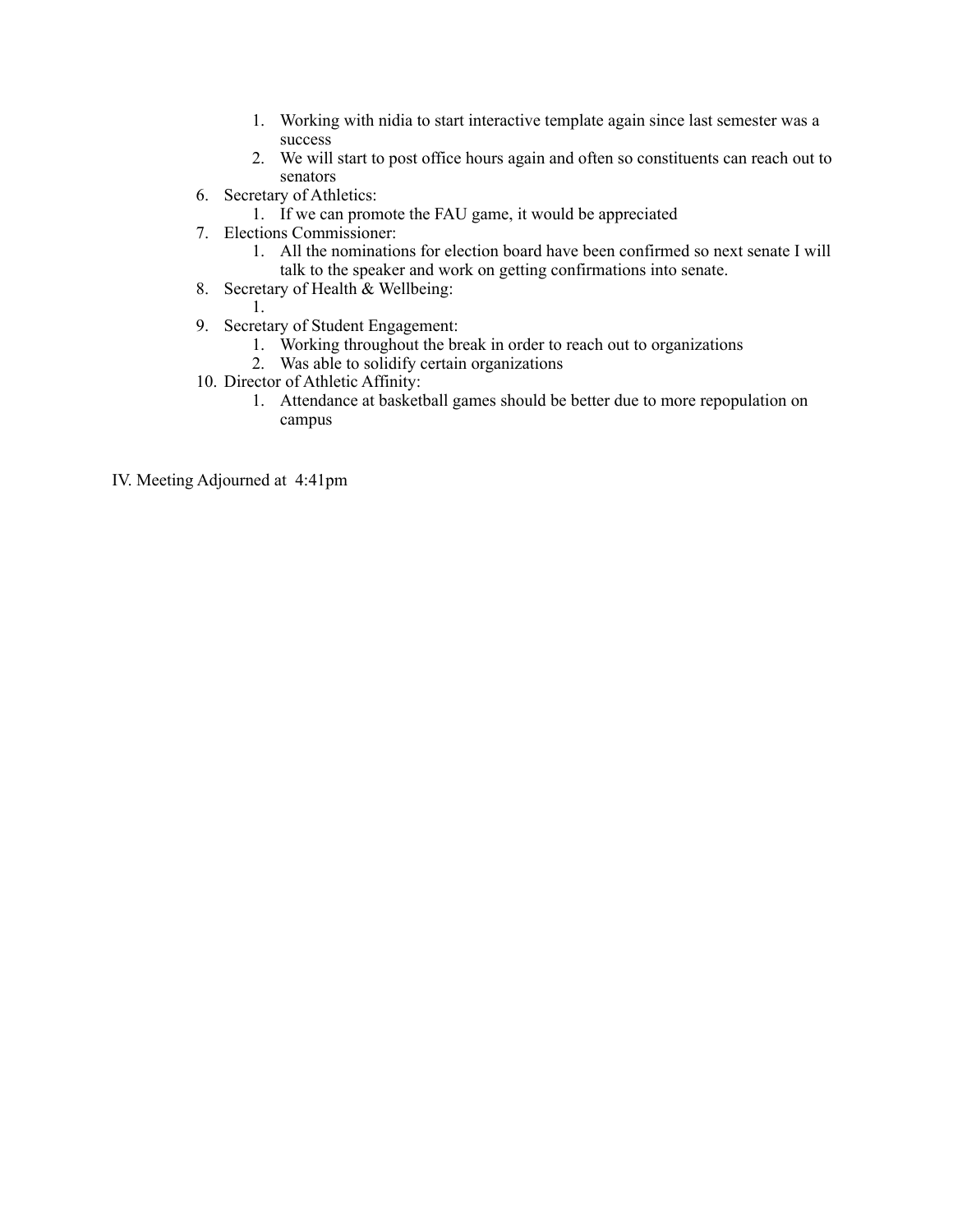1. Working with nidia to start interactive template again since last semester was a success
    2. We will start to post office hours again and often so constituents can reach out to senators

6. Secretary of Athletics:
    1. If we can promote the FAU game, it would be appreciated
7. Elections Commissioner:
    1. All the nominations for election board have been confirmed so next senate I will talk to the speaker and work on getting confirmations into senate.
8. Secretary of Health & Wellbeing:
    1.
9. Secretary of Student Engagement:
    1. Working throughout the break in order to reach out to organizations
    2. Was able to solidify certain organizations
10. Director of Athletic Affinity:
    1. Attendance at basketball games should be better due to more repopulation on campus

IV. Meeting Adjourned at 4:41pm